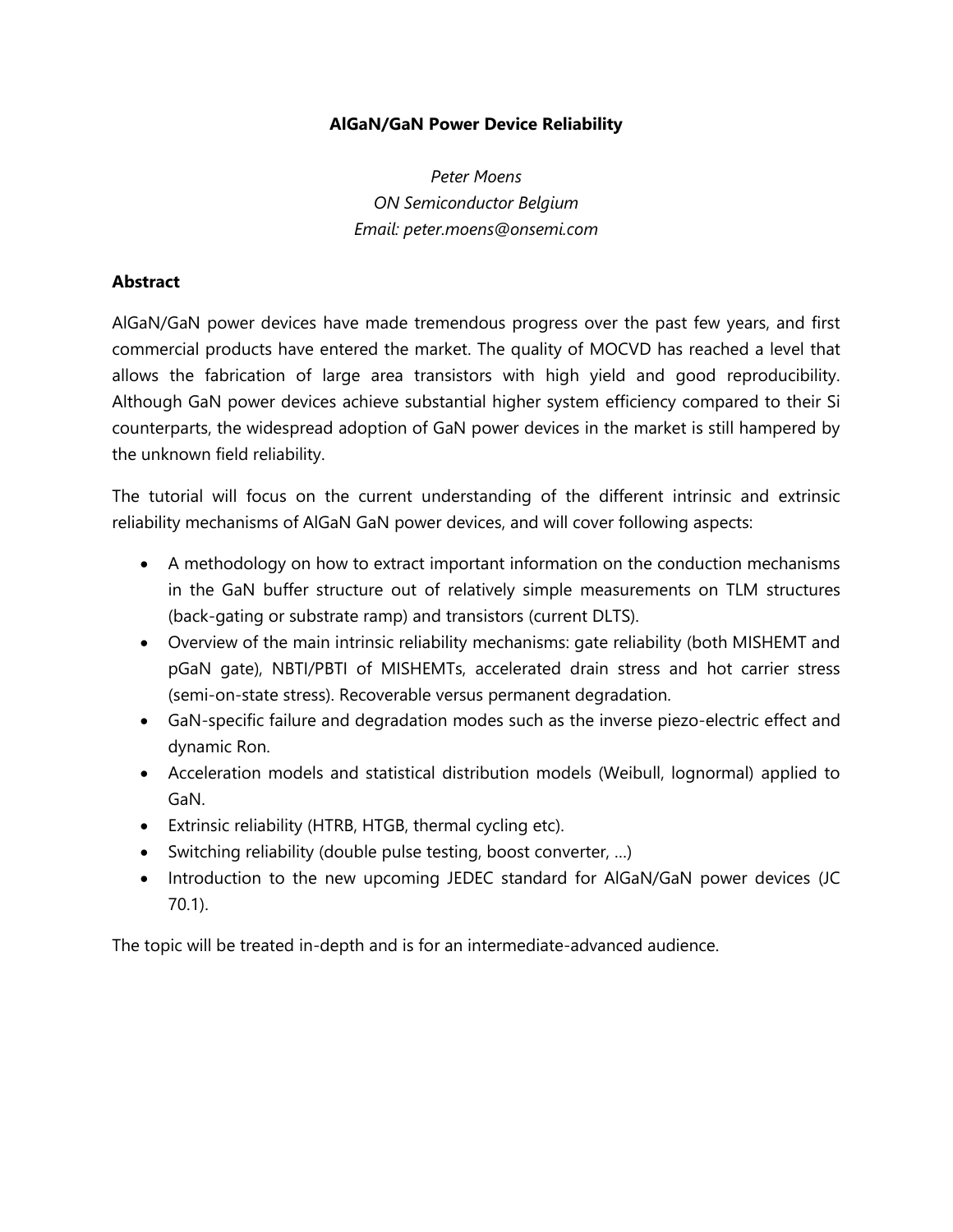**AlGaN/GaN Power Device Reliability**

*Peter Moens*
*ON Semiconductor Belgium*
*Email: peter.moens@onsemi.com*

**Abstract**

AlGaN/GaN power devices have made tremendous progress over the past few years, and first commercial products have entered the market. The quality of MOCVD has reached a level that allows the fabrication of large area transistors with high yield and good reproducibility. Although GaN power devices achieve substantial higher system efficiency compared to their Si counterparts, the widespread adoption of GaN power devices in the market is still hampered by the unknown field reliability.

The tutorial will focus on the current understanding of the different intrinsic and extrinsic reliability mechanisms of AlGaN GaN power devices, and will cover following aspects:

- A methodology on how to extract important information on the conduction mechanisms in the GaN buffer structure out of relatively simple measurements on TLM structures (back-gating or substrate ramp) and transistors (current DLTS).
- Overview of the main intrinsic reliability mechanisms: gate reliability (both MISHEMT and pGaN gate), NBTI/PBTI of MISHEMTs, accelerated drain stress and hot carrier stress (semi-on-state stress). Recoverable versus permanent degradation.
- GaN-specific failure and degradation modes such as the inverse piezo-electric effect and dynamic Ron.
- Acceleration models and statistical distribution models (Weibull, lognormal) applied to GaN.
- Extrinsic reliability (HTRB, HTGB, thermal cycling etc).
- Switching reliability (double pulse testing, boost converter, …)
- Introduction to the new upcoming JEDEC standard for AlGaN/GaN power devices (JC 70.1).

The topic will be treated in-depth and is for an intermediate-advanced audience.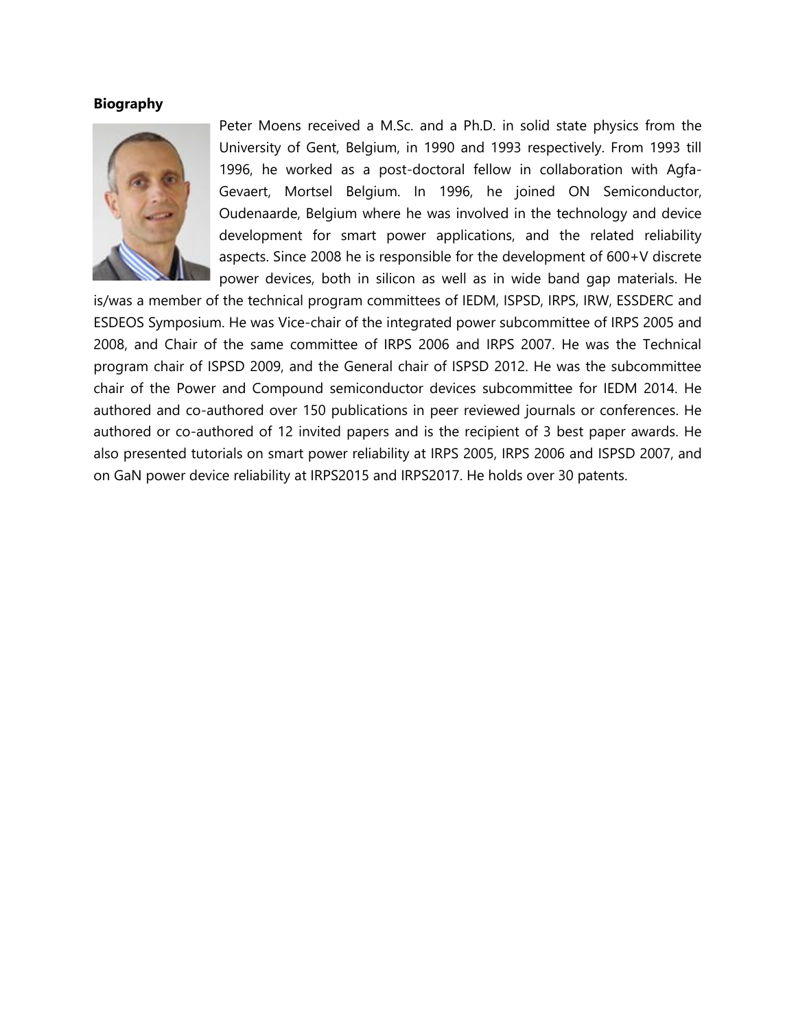**Biography**

Peter Moens received a M.Sc. and a Ph.D. in solid state physics from the University of Gent, Belgium, in 1990 and 1993 respectively. From 1993 till 1996, he worked as a post-doctoral fellow in collaboration with Agfa-Gevaert, Mortsel Belgium. In 1996, he joined ON Semiconductor, Oudenaarde, Belgium where he was involved in the technology and device development for smart power applications, and the related reliability aspects. Since 2008 he is responsible for the development of 600+V discrete power devices, both in silicon as well as in wide band gap materials. He is/was a member of the technical program committees of IEDM, ISPSD, IRPS, IRW, ESSDERC and ESDEOS Symposium. He was Vice-chair of the integrated power subcommittee of IRPS 2005 and 2008, and Chair of the same committee of IRPS 2006 and IRPS 2007. He was the Technical program chair of ISPSD 2009, and the General chair of ISPSD 2012. He was the subcommittee chair of the Power and Compound semiconductor devices subcommittee for IEDM 2014. He authored and co-authored over 150 publications in peer reviewed journals or conferences. He authored or co-authored of 12 invited papers and is the recipient of 3 best paper awards. He also presented tutorials on smart power reliability at IRPS 2005, IRPS 2006 and ISPSD 2007, and on GaN power device reliability at IRPS2015 and IRPS2017. He holds over 30 patents.